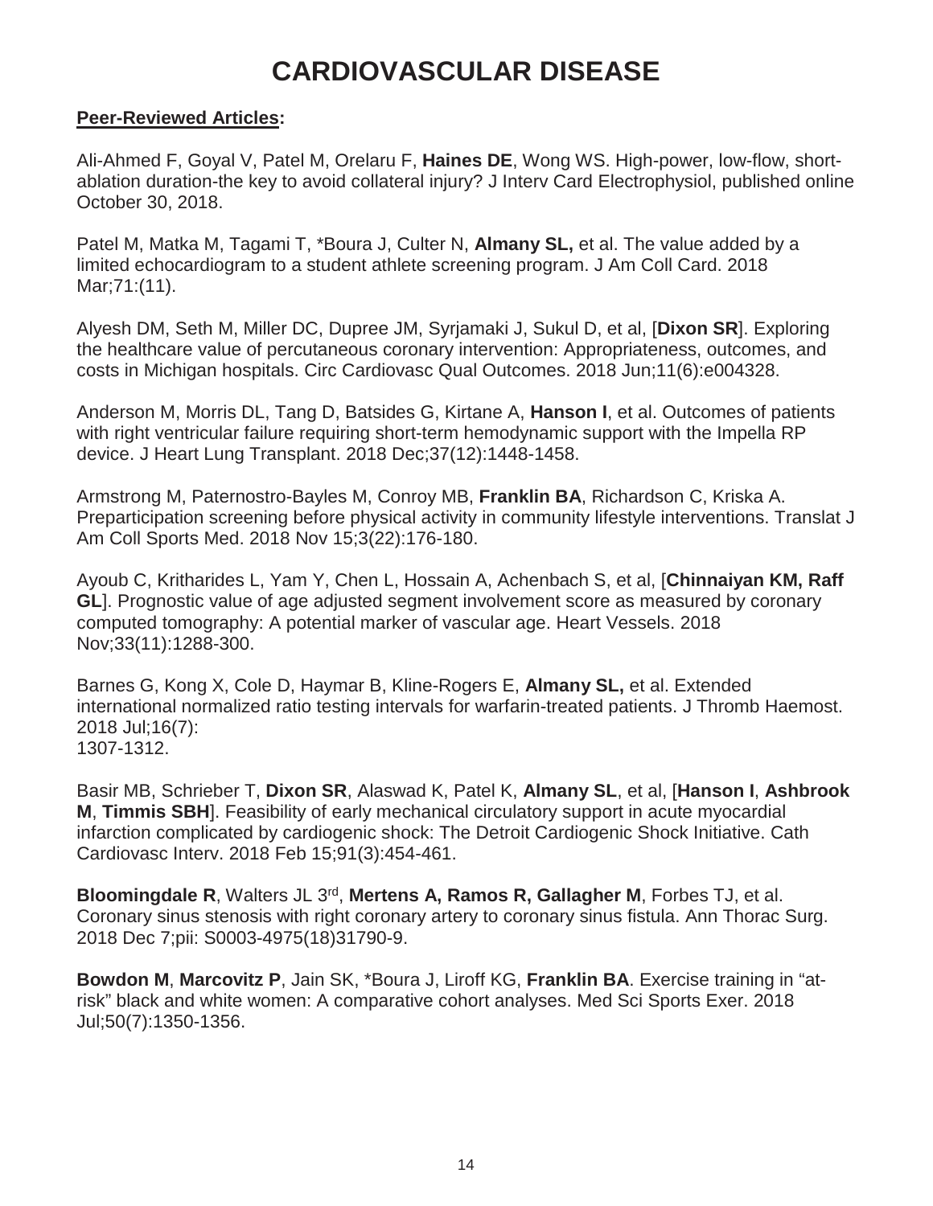# CARDIOVASCULAR DISEASE

**Peer-Reviewed Articles:**

Ali-Ahmed F, Goyal V, Patel M, Orelaru F, **Haines DE**, Wong WS. High-power, low-flow, short-ablation duration-the key to avoid collateral injury? J Interv Card Electrophysiol, published online October 30, 2018.

Patel M, Matka M, Tagami T, *Boura J, Culter N, **Almany SL,** et al. The value added by a limited echocardiogram to a student athlete screening program. J Am Coll Card. 2018 Mar;71:(11).

Alyesh DM, Seth M, Miller DC, Dupree JM, Syrjamaki J, Sukul D, et al, [**Dixon SR**]. Exploring the healthcare value of percutaneous coronary intervention: Appropriateness, outcomes, and costs in Michigan hospitals. Circ Cardiovasc Qual Outcomes. 2018 Jun;11(6):e004328.

Anderson M, Morris DL, Tang D, Batsides G, Kirtane A, **Hanson I**, et al. Outcomes of patients with right ventricular failure requiring short-term hemodynamic support with the Impella RP device. J Heart Lung Transplant. 2018 Dec;37(12):1448-1458.

Armstrong M, Paternostro-Bayles M, Conroy MB, **Franklin BA**, Richardson C, Kriska A. Preparticipation screening before physical activity in community lifestyle interventions. Translat J Am Coll Sports Med. 2018 Nov 15;3(22):176-180.

Ayoub C, Kritharides L, Yam Y, Chen L, Hossain A, Achenbach S, et al, [**Chinnaiyan KM, Raff GL**]. Prognostic value of age adjusted segment involvement score as measured by coronary computed tomography: A potential marker of vascular age. Heart Vessels. 2018 Nov;33(11):1288-300.

Barnes G, Kong X, Cole D, Haymar B, Kline-Rogers E, **Almany SL,** et al. Extended international normalized ratio testing intervals for warfarin-treated patients. J Thromb Haemost. 2018 Jul;16(7):
1307-1312.

Basir MB, Schrieber T, **Dixon SR**, Alaswad K, Patel K, **Almany SL**, et al, [**Hanson I**, **Ashbrook M**, **Timmis SBH**]. Feasibility of early mechanical circulatory support in acute myocardial infarction complicated by cardiogenic shock: The Detroit Cardiogenic Shock Initiative. Cath Cardiovasc Interv. 2018 Feb 15;91(3):454-461.

**Bloomingdale R**, Walters JL 3rd, **Mertens A, Ramos R, Gallagher M**, Forbes TJ, et al. Coronary sinus stenosis with right coronary artery to coronary sinus fistula. Ann Thorac Surg. 2018 Dec 7;pii: S0003-4975(18)31790-9.

**Bowdon M**, **Marcovitz P**, Jain SK, *Boura J, Liroff KG, **Franklin BA**. Exercise training in "at-risk" black and white women: A comparative cohort analyses. Med Sci Sports Exer. 2018 Jul;50(7):1350-1356.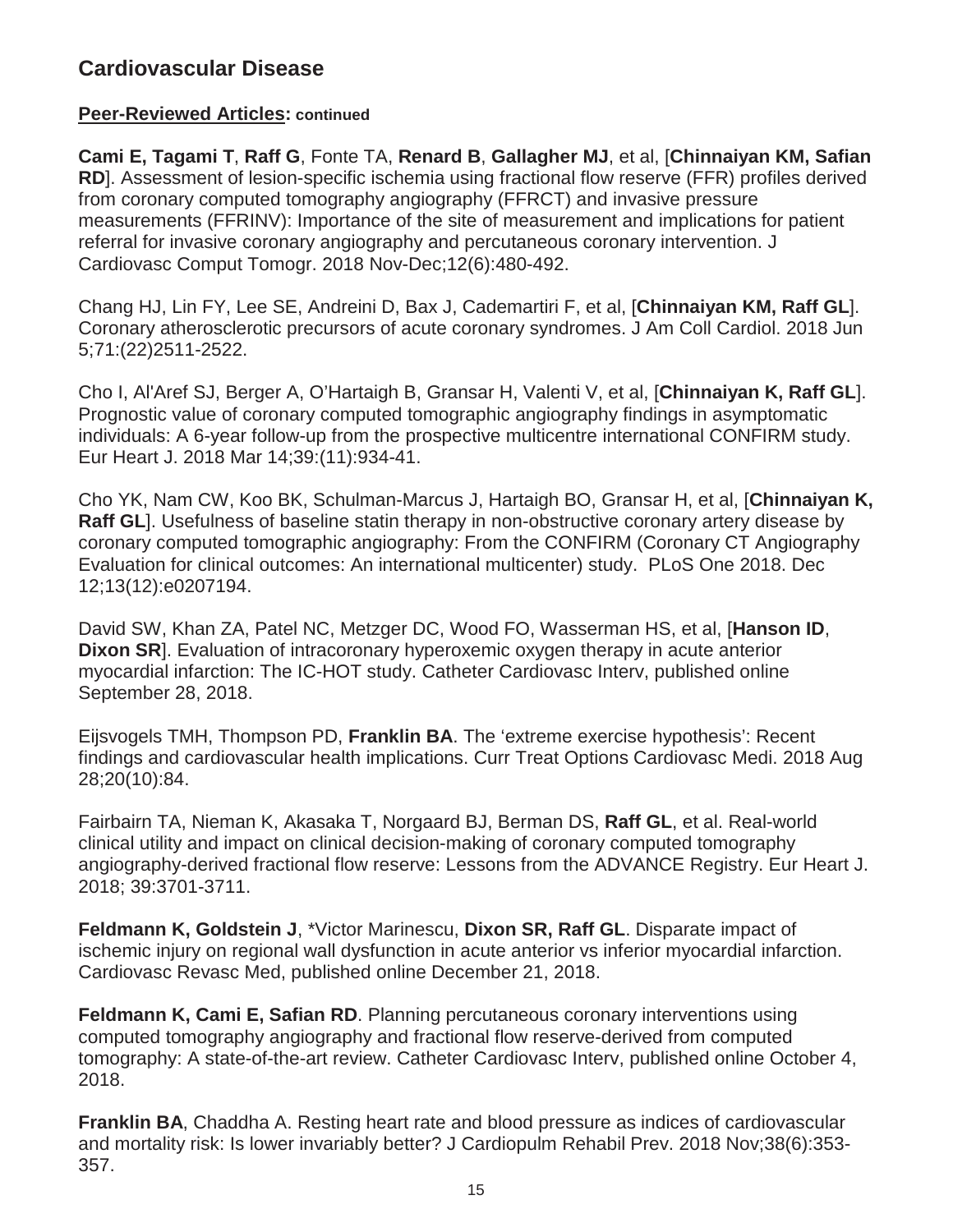## Cardiovascular Disease

**Peer-Reviewed Articles: continued**

**Cami E, Tagami T**, **Raff G**, Fonte TA, **Renard B**, **Gallagher MJ**, et al, [**Chinnaiyan KM, Safian RD**]. Assessment of lesion-specific ischemia using fractional flow reserve (FFR) profiles derived from coronary computed tomography angiography (FFRCT) and invasive pressure measurements (FFRINV): Importance of the site of measurement and implications for patient referral for invasive coronary angiography and percutaneous coronary intervention. J Cardiovasc Comput Tomogr. 2018 Nov-Dec;12(6):480-492.

Chang HJ, Lin FY, Lee SE, Andreini D, Bax J, Cademartiri F, et al, [**Chinnaiyan KM, Raff GL**]. Coronary atherosclerotic precursors of acute coronary syndromes. J Am Coll Cardiol. 2018 Jun 5;71:(22)2511-2522.

Cho I, Al'Aref SJ, Berger A, O'Hartaigh B, Gransar H, Valenti V, et al, [**Chinnaiyan K, Raff GL**]. Prognostic value of coronary computed tomographic angiography findings in asymptomatic individuals: A 6-year follow-up from the prospective multicentre international CONFIRM study. Eur Heart J. 2018 Mar 14;39:(11):934-41.

Cho YK, Nam CW, Koo BK, Schulman-Marcus J, Hartaigh BO, Gransar H, et al, [**Chinnaiyan K, Raff GL**]. Usefulness of baseline statin therapy in non-obstructive coronary artery disease by coronary computed tomographic angiography: From the CONFIRM (Coronary CT Angiography Evaluation for clinical outcomes: An international multicenter) study. PLoS One 2018. Dec 12;13(12):e0207194.

David SW, Khan ZA, Patel NC, Metzger DC, Wood FO, Wasserman HS, et al, [**Hanson ID**, **Dixon SR**]. Evaluation of intracoronary hyperoxemic oxygen therapy in acute anterior myocardial infarction: The IC-HOT study. Catheter Cardiovasc Interv, published online September 28, 2018.

Eijsvogels TMH, Thompson PD, **Franklin BA**. The 'extreme exercise hypothesis': Recent findings and cardiovascular health implications. Curr Treat Options Cardiovasc Medi. 2018 Aug 28;20(10):84.

Fairbairn TA, Nieman K, Akasaka T, Norgaard BJ, Berman DS, **Raff GL**, et al. Real-world clinical utility and impact on clinical decision-making of coronary computed tomography angiography-derived fractional flow reserve: Lessons from the ADVANCE Registry. Eur Heart J. 2018; 39:3701-3711.

**Feldmann K, Goldstein J**, *Victor Marinescu, **Dixon SR, Raff GL**. Disparate impact of ischemic injury on regional wall dysfunction in acute anterior vs inferior myocardial infarction. Cardiovasc Revasc Med, published online December 21, 2018.

**Feldmann K, Cami E, Safian RD**. Planning percutaneous coronary interventions using computed tomography angiography and fractional flow reserve-derived from computed tomography: A state-of-the-art review. Catheter Cardiovasc Interv, published online October 4, 2018.

**Franklin BA**, Chaddha A. Resting heart rate and blood pressure as indices of cardiovascular and mortality risk: Is lower invariably better? J Cardiopulm Rehabil Prev. 2018 Nov;38(6):353-357.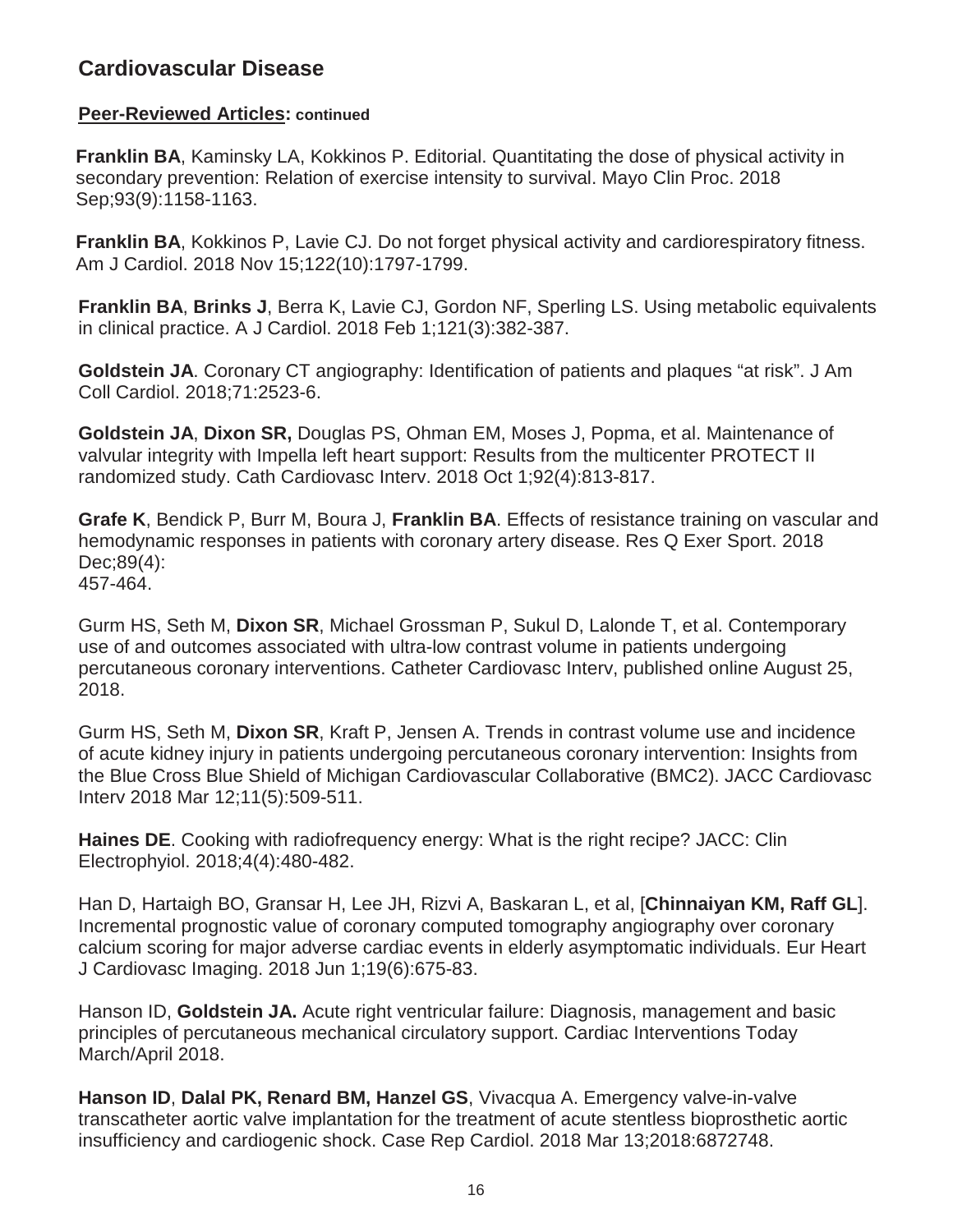## Cardiovascular Disease

### Peer-Reviewed Articles: continued

**Franklin BA**, Kaminsky LA, Kokkinos P. Editorial. Quantitating the dose of physical activity in secondary prevention: Relation of exercise intensity to survival. Mayo Clin Proc. 2018 Sep;93(9):1158-1163.

**Franklin BA**, Kokkinos P, Lavie CJ. Do not forget physical activity and cardiorespiratory fitness. Am J Cardiol. 2018 Nov 15;122(10):1797-1799.

**Franklin BA**, **Brinks J**, Berra K, Lavie CJ, Gordon NF, Sperling LS. Using metabolic equivalents in clinical practice. A J Cardiol. 2018 Feb 1;121(3):382-387.

**Goldstein JA**. Coronary CT angiography: Identification of patients and plaques "at risk". J Am Coll Cardiol. 2018;71:2523-6.

**Goldstein JA**, **Dixon SR,** Douglas PS, Ohman EM, Moses J, Popma, et al. Maintenance of valvular integrity with Impella left heart support: Results from the multicenter PROTECT II randomized study. Cath Cardiovasc Interv. 2018 Oct 1;92(4):813-817.

**Grafe K**, Bendick P, Burr M, Boura J, **Franklin BA**. Effects of resistance training on vascular and hemodynamic responses in patients with coronary artery disease. Res Q Exer Sport. 2018 Dec;89(4):
457-464.

Gurm HS, Seth M, **Dixon SR**, Michael Grossman P, Sukul D, Lalonde T, et al. Contemporary use of and outcomes associated with ultra-low contrast volume in patients undergoing percutaneous coronary interventions. Catheter Cardiovasc Interv, published online August 25, 2018.

Gurm HS, Seth M, **Dixon SR**, Kraft P, Jensen A. Trends in contrast volume use and incidence of acute kidney injury in patients undergoing percutaneous coronary intervention: Insights from the Blue Cross Blue Shield of Michigan Cardiovascular Collaborative (BMC2). JACC Cardiovasc Interv 2018 Mar 12;11(5):509-511.

**Haines DE**. Cooking with radiofrequency energy: What is the right recipe? JACC: Clin Electrophyiol. 2018;4(4):480-482.

Han D, Hartaigh BO, Gransar H, Lee JH, Rizvi A, Baskaran L, et al, [**Chinnaiyan KM, Raff GL**]. Incremental prognostic value of coronary computed tomography angiography over coronary calcium scoring for major adverse cardiac events in elderly asymptomatic individuals. Eur Heart J Cardiovasc Imaging. 2018 Jun 1;19(6):675-83.

Hanson ID, **Goldstein JA.** Acute right ventricular failure: Diagnosis, management and basic principles of percutaneous mechanical circulatory support. Cardiac Interventions Today March/April 2018.

**Hanson ID**, **Dalal PK, Renard BM, Hanzel GS**, Vivacqua A. Emergency valve-in-valve transcatheter aortic valve implantation for the treatment of acute stentless bioprosthetic aortic insufficiency and cardiogenic shock. Case Rep Cardiol. 2018 Mar 13;2018:6872748.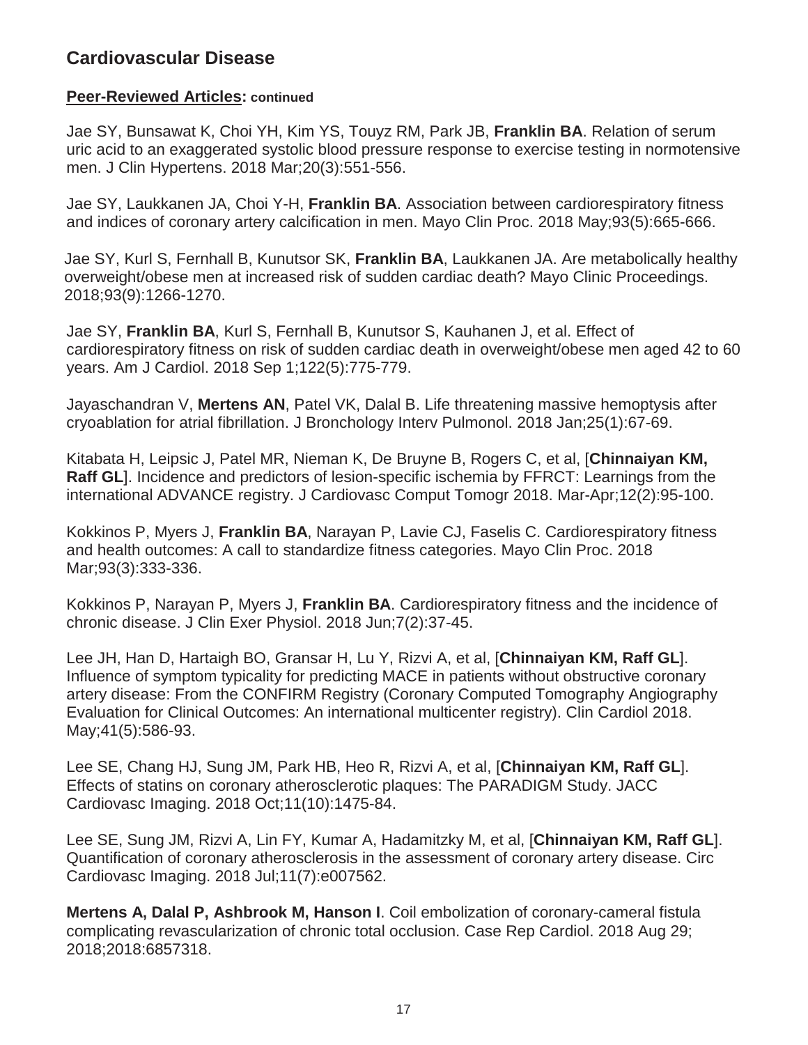## Cardiovascular Disease

**Peer-Reviewed Articles: continued**

Jae SY, Bunsawat K, Choi YH, Kim YS, Touyz RM, Park JB, **Franklin BA**. Relation of serum uric acid to an exaggerated systolic blood pressure response to exercise testing in normotensive men. J Clin Hypertens. 2018 Mar;20(3):551-556.

Jae SY, Laukkanen JA, Choi Y-H, **Franklin BA**. Association between cardiorespiratory fitness and indices of coronary artery calcification in men. Mayo Clin Proc. 2018 May;93(5):665-666.

Jae SY, Kurl S, Fernhall B, Kunutsor SK, **Franklin BA**, Laukkanen JA. Are metabolically healthy overweight/obese men at increased risk of sudden cardiac death? Mayo Clinic Proceedings. 2018;93(9):1266-1270.

Jae SY, **Franklin BA**, Kurl S, Fernhall B, Kunutsor S, Kauhanen J, et al. Effect of cardiorespiratory fitness on risk of sudden cardiac death in overweight/obese men aged 42 to 60 years. Am J Cardiol. 2018 Sep 1;122(5):775-779.

Jayaschandran V, **Mertens AN**, Patel VK, Dalal B. Life threatening massive hemoptysis after cryoablation for atrial fibrillation. J Bronchology Interv Pulmonol. 2018 Jan;25(1):67-69.

Kitabata H, Leipsic J, Patel MR, Nieman K, De Bruyne B, Rogers C, et al, [**Chinnaiyan KM, Raff GL**]. Incidence and predictors of lesion-specific ischemia by FFRCT: Learnings from the international ADVANCE registry. J Cardiovasc Comput Tomogr 2018. Mar-Apr;12(2):95-100.

Kokkinos P, Myers J, **Franklin BA**, Narayan P, Lavie CJ, Faselis C. Cardiorespiratory fitness and health outcomes: A call to standardize fitness categories. Mayo Clin Proc. 2018 Mar;93(3):333-336.

Kokkinos P, Narayan P, Myers J, **Franklin BA**. Cardiorespiratory fitness and the incidence of chronic disease. J Clin Exer Physiol. 2018 Jun;7(2):37-45.

Lee JH, Han D, Hartaigh BO, Gransar H, Lu Y, Rizvi A, et al, [**Chinnaiyan KM, Raff GL**]. Influence of symptom typicality for predicting MACE in patients without obstructive coronary artery disease: From the CONFIRM Registry (Coronary Computed Tomography Angiography Evaluation for Clinical Outcomes: An international multicenter registry). Clin Cardiol 2018. May;41(5):586-93.

Lee SE, Chang HJ, Sung JM, Park HB, Heo R, Rizvi A, et al, [**Chinnaiyan KM, Raff GL**]. Effects of statins on coronary atherosclerotic plaques: The PARADIGM Study. JACC Cardiovasc Imaging. 2018 Oct;11(10):1475-84.

Lee SE, Sung JM, Rizvi A, Lin FY, Kumar A, Hadamitzky M, et al, [**Chinnaiyan KM, Raff GL**]. Quantification of coronary atherosclerosis in the assessment of coronary artery disease. Circ Cardiovasc Imaging. 2018 Jul;11(7):e007562.

**Mertens A, Dalal P, Ashbrook M, Hanson I**. Coil embolization of coronary-cameral fistula complicating revascularization of chronic total occlusion. Case Rep Cardiol. 2018 Aug 29; 2018;2018:6857318.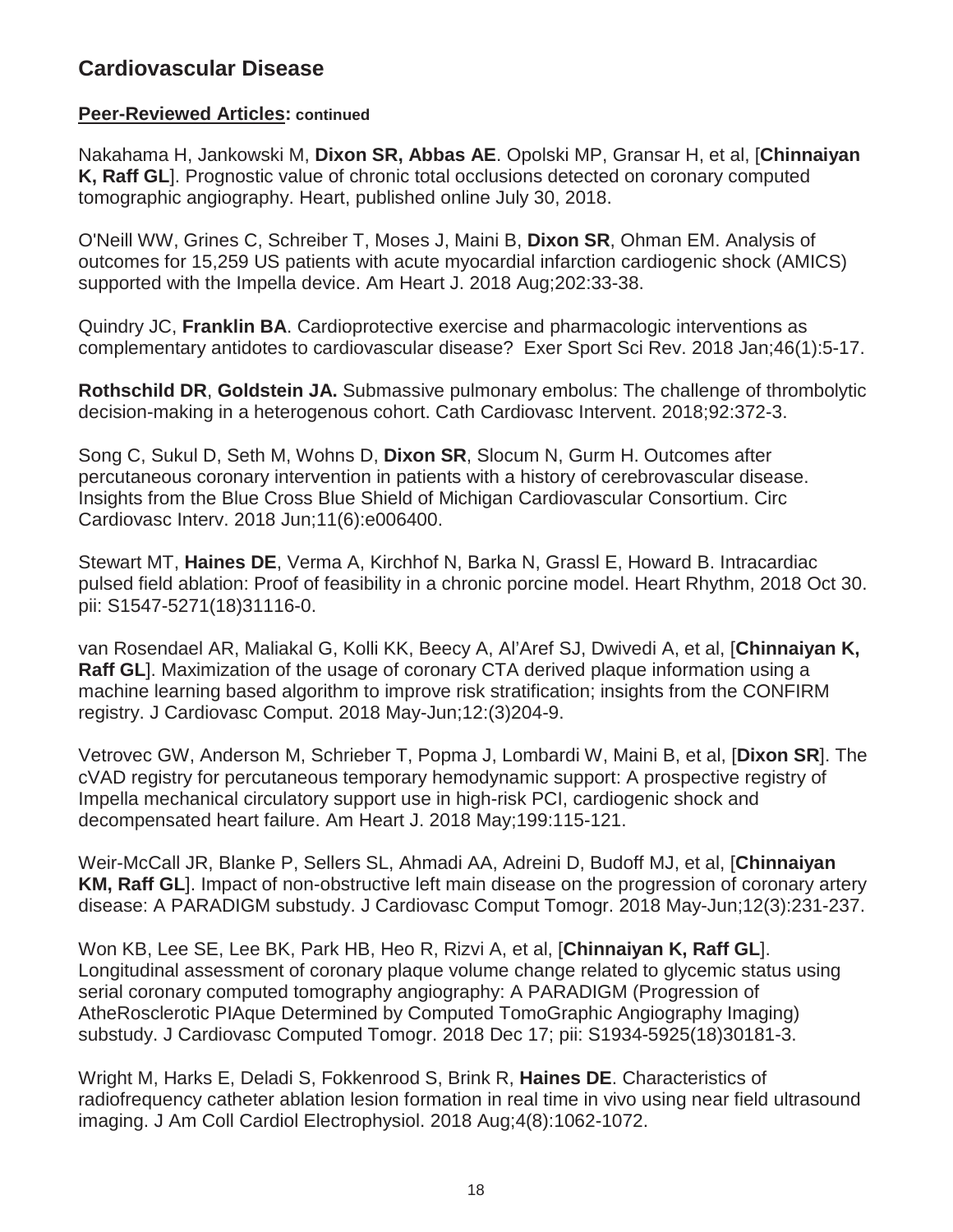## Cardiovascular Disease

### Peer-Reviewed Articles: continued

Nakahama H, Jankowski M, **Dixon SR, Abbas AE**. Opolski MP, Gransar H, et al, [**Chinnaiyan K, Raff GL**]. Prognostic value of chronic total occlusions detected on coronary computed tomographic angiography. Heart, published online July 30, 2018.

O'Neill WW, Grines C, Schreiber T, Moses J, Maini B, **Dixon SR**, Ohman EM. Analysis of outcomes for 15,259 US patients with acute myocardial infarction cardiogenic shock (AMICS) supported with the Impella device. Am Heart J. 2018 Aug;202:33-38.

Quindry JC, **Franklin BA**. Cardioprotective exercise and pharmacologic interventions as complementary antidotes to cardiovascular disease? Exer Sport Sci Rev. 2018 Jan;46(1):5-17.

**Rothschild DR**, **Goldstein JA.** Submassive pulmonary embolus: The challenge of thrombolytic decision-making in a heterogenous cohort. Cath Cardiovasc Intervent. 2018;92:372-3.

Song C, Sukul D, Seth M, Wohns D, **Dixon SR**, Slocum N, Gurm H. Outcomes after percutaneous coronary intervention in patients with a history of cerebrovascular disease. Insights from the Blue Cross Blue Shield of Michigan Cardiovascular Consortium. Circ Cardiovasc Interv. 2018 Jun;11(6):e006400.

Stewart MT, **Haines DE**, Verma A, Kirchhof N, Barka N, Grassl E, Howard B. Intracardiac pulsed field ablation: Proof of feasibility in a chronic porcine model. Heart Rhythm, 2018 Oct 30. pii: S1547-5271(18)31116-0.

van Rosendael AR, Maliakal G, Kolli KK, Beecy A, Al'Aref SJ, Dwivedi A, et al, [**Chinnaiyan K, Raff GL**]. Maximization of the usage of coronary CTA derived plaque information using a machine learning based algorithm to improve risk stratification; insights from the CONFIRM registry. J Cardiovasc Comput. 2018 May-Jun;12:(3)204-9.

Vetrovec GW, Anderson M, Schrieber T, Popma J, Lombardi W, Maini B, et al, [**Dixon SR**]. The cVAD registry for percutaneous temporary hemodynamic support: A prospective registry of Impella mechanical circulatory support use in high-risk PCI, cardiogenic shock and decompensated heart failure. Am Heart J. 2018 May;199:115-121.

Weir-McCall JR, Blanke P, Sellers SL, Ahmadi AA, Adreini D, Budoff MJ, et al, [**Chinnaiyan KM, Raff GL**]. Impact of non-obstructive left main disease on the progression of coronary artery disease: A PARADIGM substudy. J Cardiovasc Comput Tomogr. 2018 May-Jun;12(3):231-237.

Won KB, Lee SE, Lee BK, Park HB, Heo R, Rizvi A, et al, [**Chinnaiyan K, Raff GL**]. Longitudinal assessment of coronary plaque volume change related to glycemic status using serial coronary computed tomography angiography: A PARADIGM (Progression of AtheRosclerotic PlAque Determined by Computed TomoGraphic Angiography Imaging) substudy. J Cardiovasc Computed Tomogr. 2018 Dec 17; pii: S1934-5925(18)30181-3.

Wright M, Harks E, Deladi S, Fokkenrood S, Brink R, **Haines DE**. Characteristics of radiofrequency catheter ablation lesion formation in real time in vivo using near field ultrasound imaging. J Am Coll Cardiol Electrophysiol. 2018 Aug;4(8):1062-1072.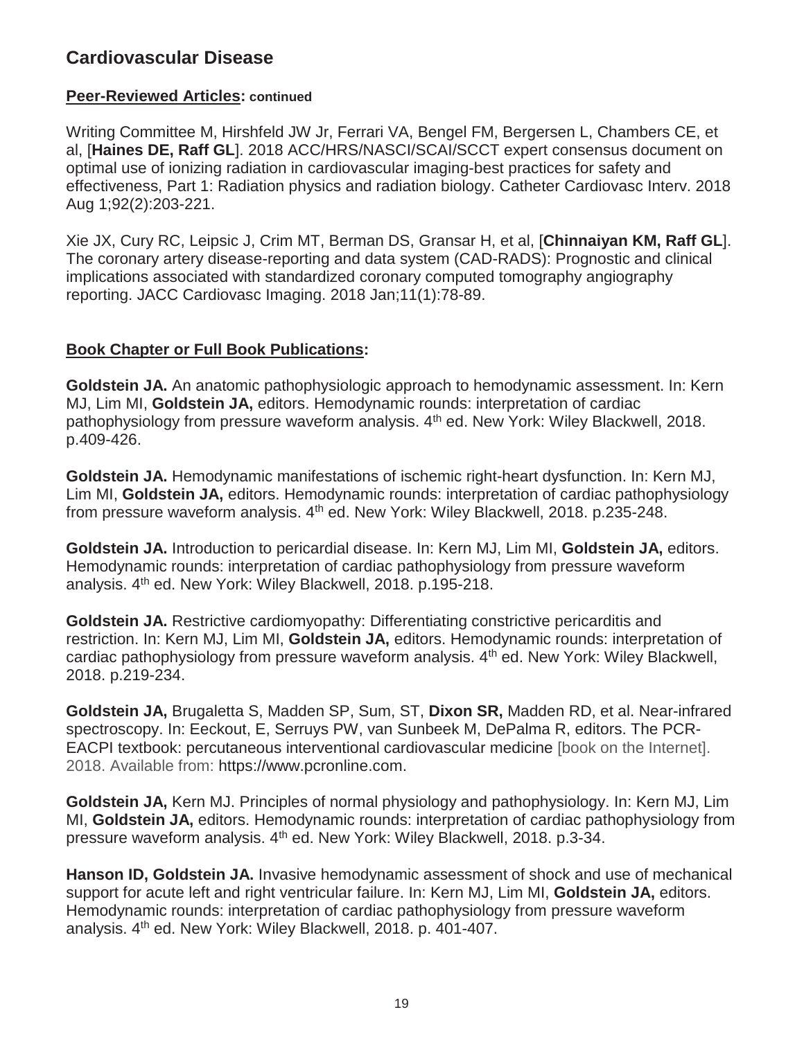## Cardiovascular Disease

**Peer-Reviewed Articles: continued**

Writing Committee M, Hirshfeld JW Jr, Ferrari VA, Bengel FM, Bergersen L, Chambers CE, et al, [**Haines DE, Raff GL**]. 2018 ACC/HRS/NASCI/SCAI/SCCT expert consensus document on optimal use of ionizing radiation in cardiovascular imaging-best practices for safety and effectiveness, Part 1: Radiation physics and radiation biology. Catheter Cardiovasc Interv. 2018 Aug 1;92(2):203-221.

Xie JX, Cury RC, Leipsic J, Crim MT, Berman DS, Gransar H, et al, [**Chinnaiyan KM, Raff GL**]. The coronary artery disease-reporting and data system (CAD-RADS): Prognostic and clinical implications associated with standardized coronary computed tomography angiography reporting. JACC Cardiovasc Imaging. 2018 Jan;11(1):78-89.

**Book Chapter or Full Book Publications:**

**Goldstein JA.** An anatomic pathophysiologic approach to hemodynamic assessment. In: Kern MJ, Lim MI, **Goldstein JA,** editors. Hemodynamic rounds: interpretation of cardiac pathophysiology from pressure waveform analysis. 4th ed. New York: Wiley Blackwell, 2018. p.409-426.

**Goldstein JA.** Hemodynamic manifestations of ischemic right-heart dysfunction. In: Kern MJ, Lim MI, **Goldstein JA,** editors. Hemodynamic rounds: interpretation of cardiac pathophysiology from pressure waveform analysis. 4th ed. New York: Wiley Blackwell, 2018. p.235-248.

**Goldstein JA.** Introduction to pericardial disease. In: Kern MJ, Lim MI, **Goldstein JA,** editors. Hemodynamic rounds: interpretation of cardiac pathophysiology from pressure waveform analysis. 4th ed. New York: Wiley Blackwell, 2018. p.195-218.

**Goldstein JA.** Restrictive cardiomyopathy: Differentiating constrictive pericarditis and restriction. In: Kern MJ, Lim MI, **Goldstein JA,** editors. Hemodynamic rounds: interpretation of cardiac pathophysiology from pressure waveform analysis. 4th ed. New York: Wiley Blackwell, 2018. p.219-234.

**Goldstein JA,** Brugaletta S, Madden SP, Sum, ST, **Dixon SR,** Madden RD, et al. Near-infrared spectroscopy. In: Eeckout, E, Serruys PW, van Sunbeek M, DePalma R, editors. The PCR-EACPI textbook: percutaneous interventional cardiovascular medicine [book on the Internet]. 2018. Available from: https://www.pcronline.com.

**Goldstein JA,** Kern MJ. Principles of normal physiology and pathophysiology. In: Kern MJ, Lim MI, **Goldstein JA,** editors. Hemodynamic rounds: interpretation of cardiac pathophysiology from pressure waveform analysis. 4th ed. New York: Wiley Blackwell, 2018. p.3-34.

**Hanson ID, Goldstein JA.** Invasive hemodynamic assessment of shock and use of mechanical support for acute left and right ventricular failure. In: Kern MJ, Lim MI, **Goldstein JA,** editors. Hemodynamic rounds: interpretation of cardiac pathophysiology from pressure waveform analysis. 4th ed. New York: Wiley Blackwell, 2018. p. 401-407.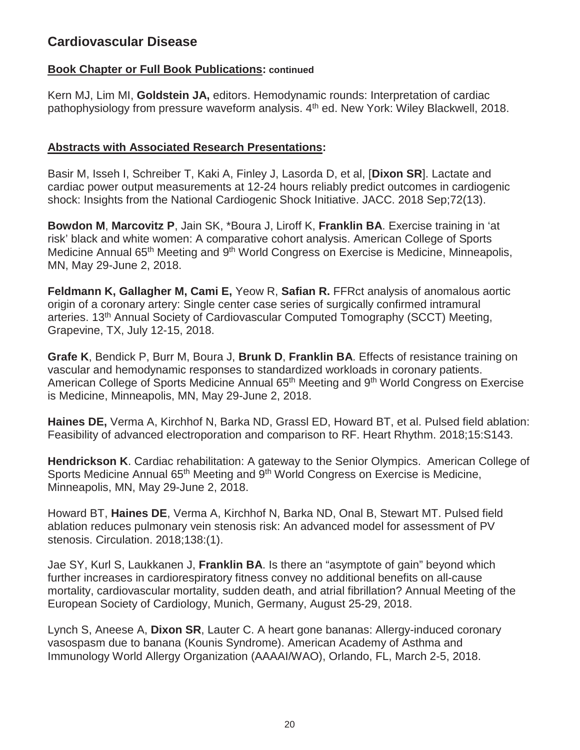## Cardiovascular Disease

### Book Chapter or Full Book Publications: continued

Kern MJ, Lim MI, **Goldstein JA,** editors. Hemodynamic rounds: Interpretation of cardiac pathophysiology from pressure waveform analysis. 4th ed. New York: Wiley Blackwell, 2018.

### Abstracts with Associated Research Presentations:

Basir M, Isseh I, Schreiber T, Kaki A, Finley J, Lasorda D, et al, [**Dixon SR**]. Lactate and cardiac power output measurements at 12-24 hours reliably predict outcomes in cardiogenic shock: Insights from the National Cardiogenic Shock Initiative. JACC. 2018 Sep;72(13).

**Bowdon M**, **Marcovitz P**, Jain SK, *Boura J, Liroff K, **Franklin BA**. Exercise training in 'at risk' black and white women: A comparative cohort analysis. American College of Sports Medicine Annual 65th Meeting and 9th World Congress on Exercise is Medicine, Minneapolis, MN, May 29-June 2, 2018.

**Feldmann K, Gallagher M, Cami E,** Yeow R, **Safian R.** FFRct analysis of anomalous aortic origin of a coronary artery: Single center case series of surgically confirmed intramural arteries. 13th Annual Society of Cardiovascular Computed Tomography (SCCT) Meeting, Grapevine, TX, July 12-15, 2018.

**Grafe K**, Bendick P, Burr M, Boura J, **Brunk D**, **Franklin BA**. Effects of resistance training on vascular and hemodynamic responses to standardized workloads in coronary patients. American College of Sports Medicine Annual 65th Meeting and 9th World Congress on Exercise is Medicine, Minneapolis, MN, May 29-June 2, 2018.

**Haines DE,** Verma A, Kirchhof N, Barka ND, Grassl ED, Howard BT, et al. Pulsed field ablation: Feasibility of advanced electroporation and comparison to RF. Heart Rhythm. 2018;15:S143.

**Hendrickson K**. Cardiac rehabilitation: A gateway to the Senior Olympics. American College of Sports Medicine Annual 65th Meeting and 9th World Congress on Exercise is Medicine, Minneapolis, MN, May 29-June 2, 2018.

Howard BT, **Haines DE**, Verma A, Kirchhof N, Barka ND, Onal B, Stewart MT. Pulsed field ablation reduces pulmonary vein stenosis risk: An advanced model for assessment of PV stenosis. Circulation. 2018;138:(1).

Jae SY, Kurl S, Laukkanen J, **Franklin BA**. Is there an "asymptote of gain" beyond which further increases in cardiorespiratory fitness convey no additional benefits on all-cause mortality, cardiovascular mortality, sudden death, and atrial fibrillation? Annual Meeting of the European Society of Cardiology, Munich, Germany, August 25-29, 2018.

Lynch S, Aneese A, **Dixon SR**, Lauter C. A heart gone bananas: Allergy-induced coronary vasospasm due to banana (Kounis Syndrome). American Academy of Asthma and Immunology World Allergy Organization (AAAAI/WAO), Orlando, FL, March 2-5, 2018.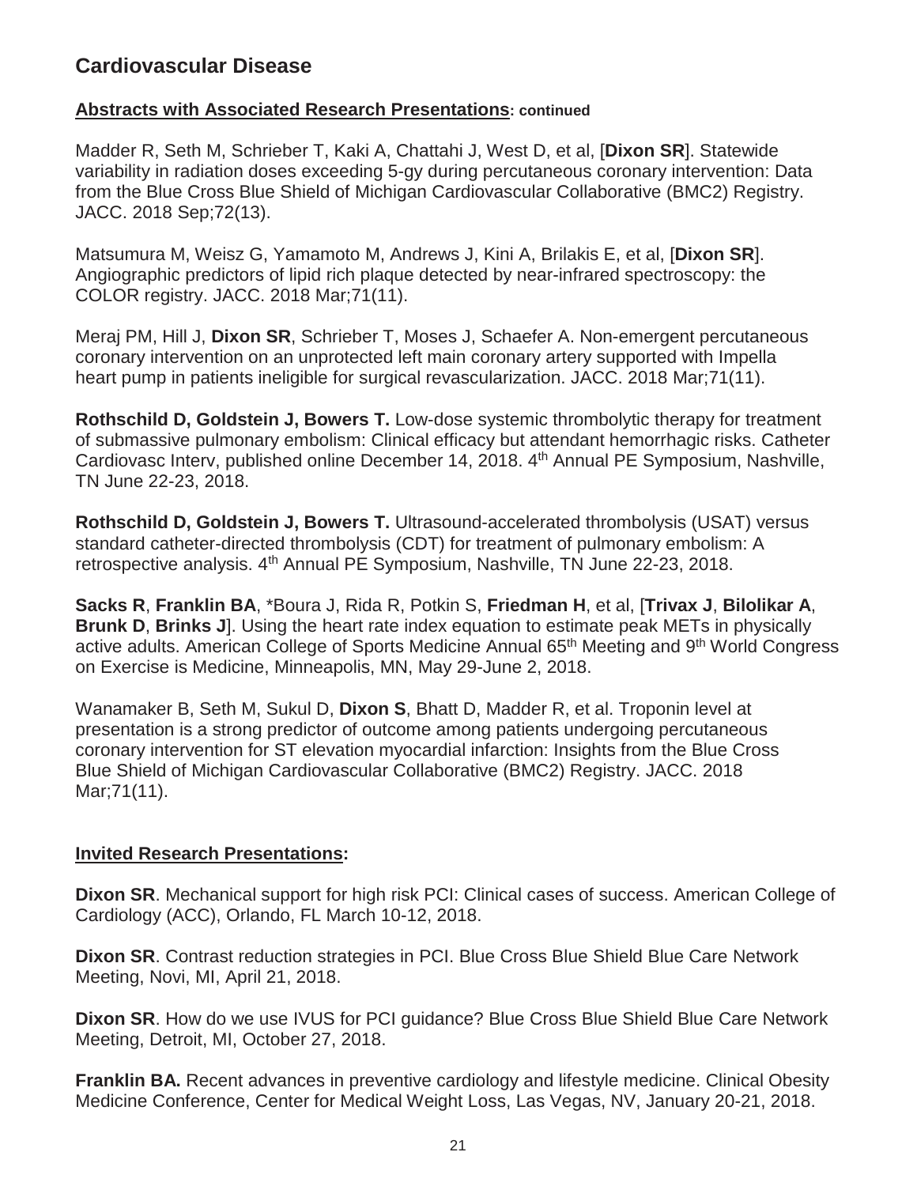## Cardiovascular Disease

**Abstracts with Associated Research Presentations: continued**

Madder R, Seth M, Schrieber T, Kaki A, Chattahi J, West D, et al, [**Dixon SR**]. Statewide variability in radiation doses exceeding 5-gy during percutaneous coronary intervention: Data from the Blue Cross Blue Shield of Michigan Cardiovascular Collaborative (BMC2) Registry. JACC. 2018 Sep;72(13).

Matsumura M, Weisz G, Yamamoto M, Andrews J, Kini A, Brilakis E, et al, [**Dixon SR**]. Angiographic predictors of lipid rich plaque detected by near-infrared spectroscopy: the COLOR registry. JACC. 2018 Mar;71(11).

Meraj PM, Hill J, **Dixon SR**, Schrieber T, Moses J, Schaefer A. Non-emergent percutaneous coronary intervention on an unprotected left main coronary artery supported with Impella heart pump in patients ineligible for surgical revascularization. JACC. 2018 Mar;71(11).

**Rothschild D, Goldstein J, Bowers T.** Low-dose systemic thrombolytic therapy for treatment of submassive pulmonary embolism: Clinical efficacy but attendant hemorrhagic risks. Catheter Cardiovasc Interv, published online December 14, 2018. 4th Annual PE Symposium, Nashville, TN June 22-23, 2018.

**Rothschild D, Goldstein J, Bowers T.** Ultrasound-accelerated thrombolysis (USAT) versus standard catheter-directed thrombolysis (CDT) for treatment of pulmonary embolism: A retrospective analysis. 4th Annual PE Symposium, Nashville, TN June 22-23, 2018.

**Sacks R**, **Franklin BA**, *Boura J, Rida R, Potkin S, **Friedman H**, et al, [**Trivax J**, **Bilolikar A**, **Brunk D**, **Brinks J**]. Using the heart rate index equation to estimate peak METs in physically active adults. American College of Sports Medicine Annual 65th Meeting and 9th World Congress on Exercise is Medicine, Minneapolis, MN, May 29-June 2, 2018.

Wanamaker B, Seth M, Sukul D, **Dixon S**, Bhatt D, Madder R, et al. Troponin level at presentation is a strong predictor of outcome among patients undergoing percutaneous coronary intervention for ST elevation myocardial infarction: Insights from the Blue Cross Blue Shield of Michigan Cardiovascular Collaborative (BMC2) Registry. JACC. 2018 Mar;71(11).

**Invited Research Presentations:**

**Dixon SR**. Mechanical support for high risk PCI: Clinical cases of success. American College of Cardiology (ACC), Orlando, FL March 10-12, 2018.

**Dixon SR**. Contrast reduction strategies in PCI. Blue Cross Blue Shield Blue Care Network Meeting, Novi, MI, April 21, 2018.

**Dixon SR**. How do we use IVUS for PCI guidance? Blue Cross Blue Shield Blue Care Network Meeting, Detroit, MI, October 27, 2018.

**Franklin BA.** Recent advances in preventive cardiology and lifestyle medicine. Clinical Obesity Medicine Conference, Center for Medical Weight Loss, Las Vegas, NV, January 20-21, 2018.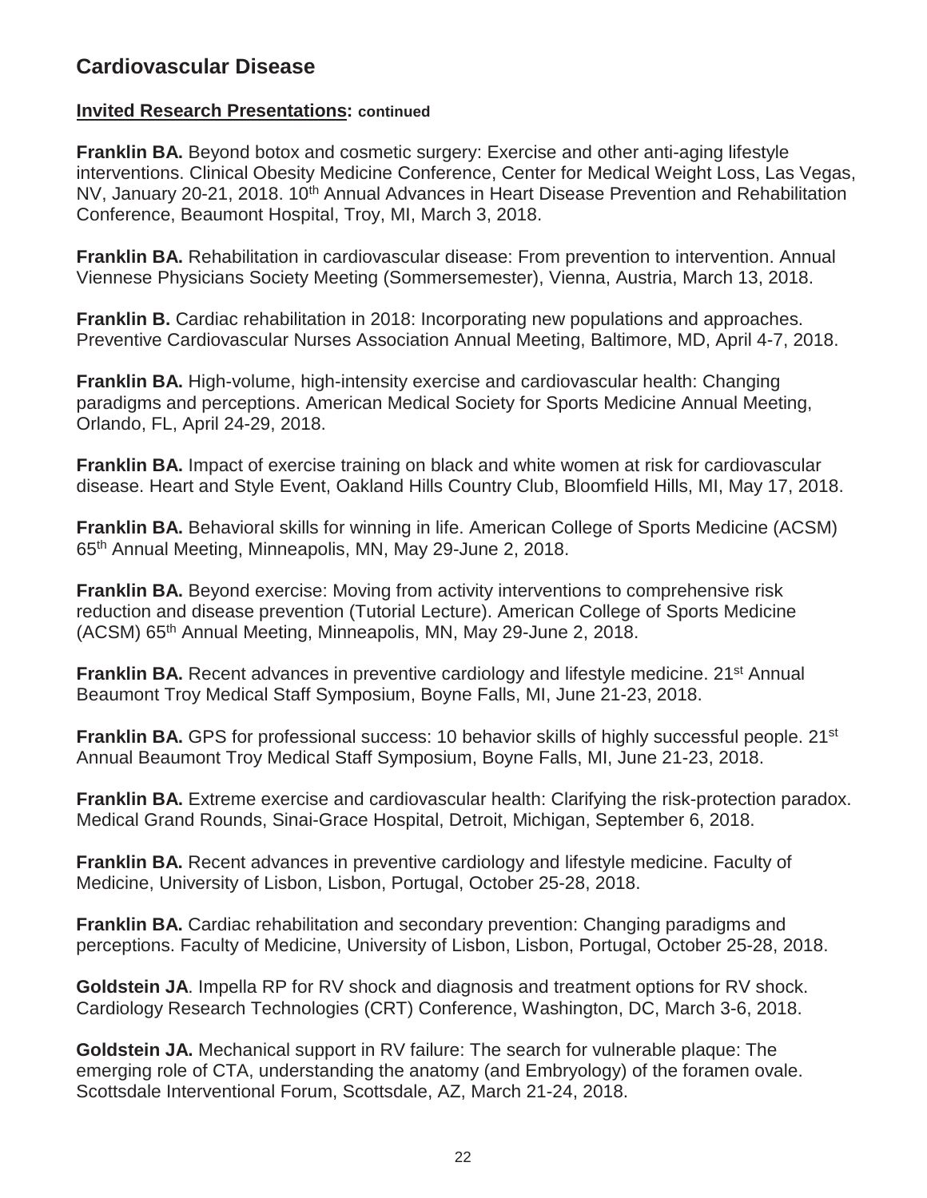## Cardiovascular Disease

**Invited Research Presentations: continued**

**Franklin BA.** Beyond botox and cosmetic surgery: Exercise and other anti-aging lifestyle interventions. Clinical Obesity Medicine Conference, Center for Medical Weight Loss, Las Vegas, NV, January 20-21, 2018. 10th Annual Advances in Heart Disease Prevention and Rehabilitation Conference, Beaumont Hospital, Troy, MI, March 3, 2018.

**Franklin BA.** Rehabilitation in cardiovascular disease: From prevention to intervention. Annual Viennese Physicians Society Meeting (Sommersemester), Vienna, Austria, March 13, 2018.

**Franklin B.** Cardiac rehabilitation in 2018: Incorporating new populations and approaches. Preventive Cardiovascular Nurses Association Annual Meeting, Baltimore, MD, April 4-7, 2018.

**Franklin BA.** High-volume, high-intensity exercise and cardiovascular health: Changing paradigms and perceptions. American Medical Society for Sports Medicine Annual Meeting, Orlando, FL, April 24-29, 2018.

**Franklin BA.** Impact of exercise training on black and white women at risk for cardiovascular disease. Heart and Style Event, Oakland Hills Country Club, Bloomfield Hills, MI, May 17, 2018.

**Franklin BA.** Behavioral skills for winning in life. American College of Sports Medicine (ACSM) 65th Annual Meeting, Minneapolis, MN, May 29-June 2, 2018.

**Franklin BA.** Beyond exercise: Moving from activity interventions to comprehensive risk reduction and disease prevention (Tutorial Lecture). American College of Sports Medicine (ACSM) 65th Annual Meeting, Minneapolis, MN, May 29-June 2, 2018.

**Franklin BA.** Recent advances in preventive cardiology and lifestyle medicine. 21st Annual Beaumont Troy Medical Staff Symposium, Boyne Falls, MI, June 21-23, 2018.

**Franklin BA.** GPS for professional success: 10 behavior skills of highly successful people. 21st Annual Beaumont Troy Medical Staff Symposium, Boyne Falls, MI, June 21-23, 2018.

**Franklin BA.** Extreme exercise and cardiovascular health: Clarifying the risk-protection paradox. Medical Grand Rounds, Sinai-Grace Hospital, Detroit, Michigan, September 6, 2018.

**Franklin BA.** Recent advances in preventive cardiology and lifestyle medicine. Faculty of Medicine, University of Lisbon, Lisbon, Portugal, October 25-28, 2018.

**Franklin BA.** Cardiac rehabilitation and secondary prevention: Changing paradigms and perceptions. Faculty of Medicine, University of Lisbon, Lisbon, Portugal, October 25-28, 2018.

**Goldstein JA**. Impella RP for RV shock and diagnosis and treatment options for RV shock. Cardiology Research Technologies (CRT) Conference, Washington, DC, March 3-6, 2018.

**Goldstein JA.** Mechanical support in RV failure: The search for vulnerable plaque: The emerging role of CTA, understanding the anatomy (and Embryology) of the foramen ovale. Scottsdale Interventional Forum, Scottsdale, AZ, March 21-24, 2018.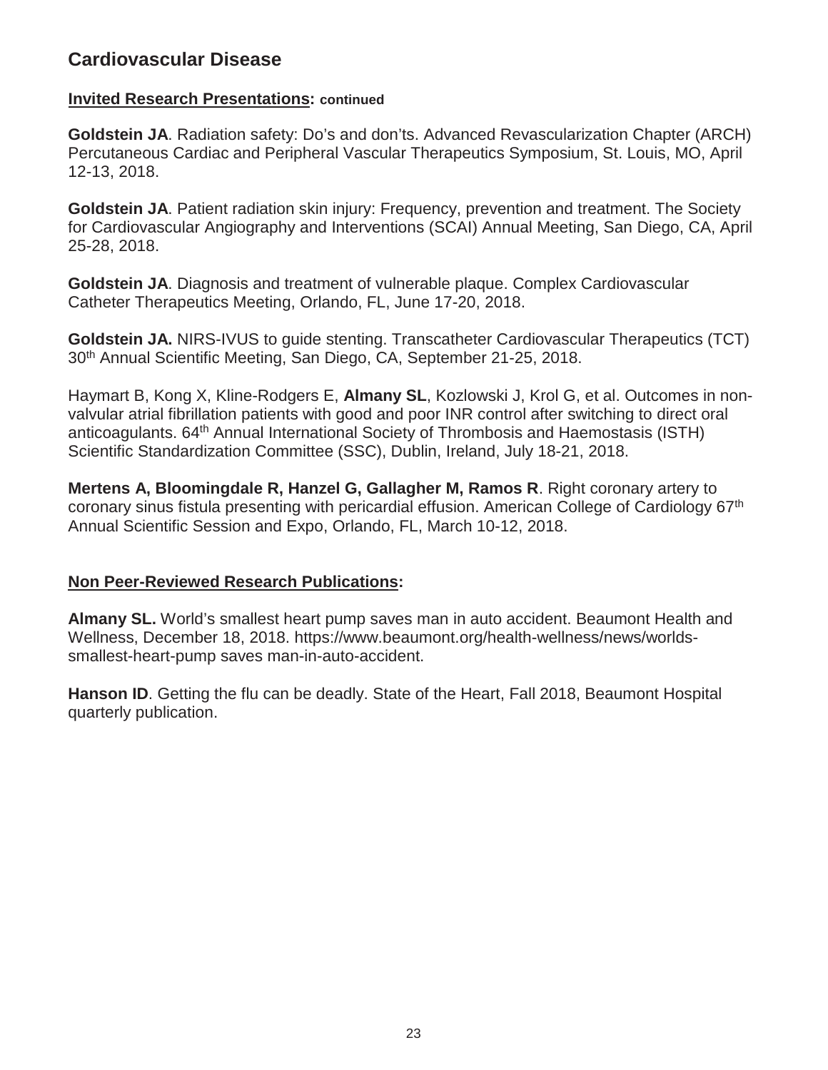## Cardiovascular Disease

**Invited Research Presentations: continued**

**Goldstein JA**. Radiation safety: Do's and don'ts. Advanced Revascularization Chapter (ARCH) Percutaneous Cardiac and Peripheral Vascular Therapeutics Symposium, St. Louis, MO, April 12-13, 2018.

**Goldstein JA**. Patient radiation skin injury: Frequency, prevention and treatment. The Society for Cardiovascular Angiography and Interventions (SCAI) Annual Meeting, San Diego, CA, April 25-28, 2018.

**Goldstein JA**. Diagnosis and treatment of vulnerable plaque. Complex Cardiovascular Catheter Therapeutics Meeting, Orlando, FL, June 17-20, 2018.

**Goldstein JA.** NIRS-IVUS to guide stenting. Transcatheter Cardiovascular Therapeutics (TCT) 30th Annual Scientific Meeting, San Diego, CA, September 21-25, 2018.

Haymart B, Kong X, Kline-Rodgers E, **Almany SL**, Kozlowski J, Krol G, et al. Outcomes in non-valvular atrial fibrillation patients with good and poor INR control after switching to direct oral anticoagulants. 64th Annual International Society of Thrombosis and Haemostasis (ISTH) Scientific Standardization Committee (SSC), Dublin, Ireland, July 18-21, 2018.

**Mertens A, Bloomingdale R, Hanzel G, Gallagher M, Ramos R**. Right coronary artery to coronary sinus fistula presenting with pericardial effusion. American College of Cardiology 67th Annual Scientific Session and Expo, Orlando, FL, March 10-12, 2018.

**Non Peer-Reviewed Research Publications:**

**Almany SL.** World's smallest heart pump saves man in auto accident. Beaumont Health and Wellness, December 18, 2018. https://www.beaumont.org/health-wellness/news/worlds-smallest-heart-pump saves man-in-auto-accident.

**Hanson ID**. Getting the flu can be deadly. State of the Heart, Fall 2018, Beaumont Hospital quarterly publication.